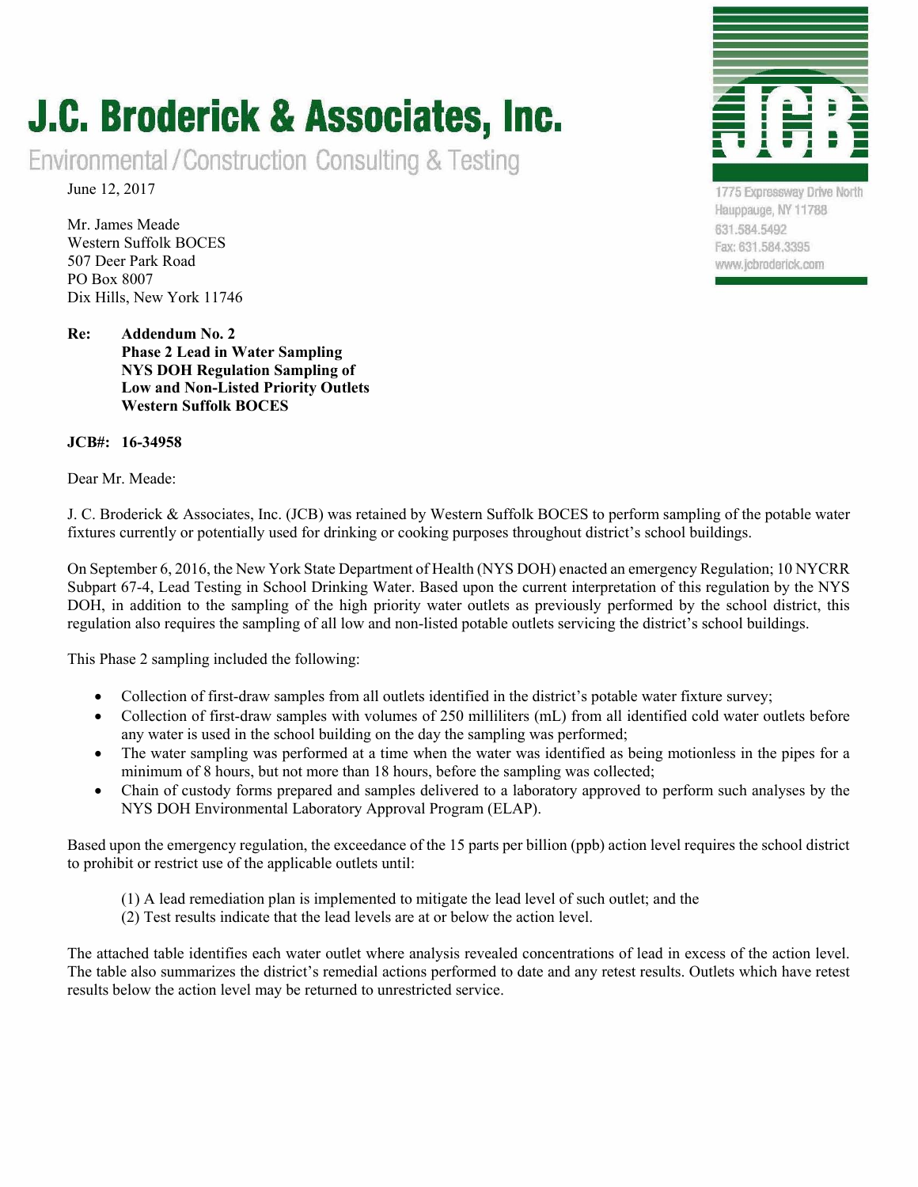# J.C. Broderick & Associates, Inc.

Environmental / Construction Consulting & Testing

1775 Expressway Drive North
Hauppauge, NY 11788
631.584.5492
Fax: 631.584.3395
www.jcbroderick.com

June 12, 2017

Mr. James Meade
Western Suffolk BOCES
507 Deer Park Road
PO Box 8007
Dix Hills, New York 11746

**Re: Addendum No. 2**
**Phase 2 Lead in Water Sampling**
**NYS DOH Regulation Sampling of**
**Low and Non-Listed Priority Outlets**
**Western Suffolk BOCES**

**JCB#: 16-34958**

Dear Mr. Meade:

J. C. Broderick & Associates, Inc. (JCB) was retained by Western Suffolk BOCES to perform sampling of the potable water fixtures currently or potentially used for drinking or cooking purposes throughout district's school buildings.

On September 6, 2016, the New York State Department of Health (NYS DOH) enacted an emergency Regulation; 10 NYCRR Subpart 67-4, Lead Testing in School Drinking Water. Based upon the current interpretation of this regulation by the NYS DOH, in addition to the sampling of the high priority water outlets as previously performed by the school district, this regulation also requires the sampling of all low and non-listed potable outlets servicing the district's school buildings.

This Phase 2 sampling included the following:

- Collection of first-draw samples from all outlets identified in the district's potable water fixture survey;
- Collection of first-draw samples with volumes of 250 milliliters (mL) from all identified cold water outlets before any water is used in the school building on the day the sampling was performed;
- The water sampling was performed at a time when the water was identified as being motionless in the pipes for a minimum of 8 hours, but not more than 18 hours, before the sampling was collected;
- Chain of custody forms prepared and samples delivered to a laboratory approved to perform such analyses by the NYS DOH Environmental Laboratory Approval Program (ELAP).

Based upon the emergency regulation, the exceedance of the 15 parts per billion (ppb) action level requires the school district to prohibit or restrict use of the applicable outlets until:

(1) A lead remediation plan is implemented to mitigate the lead level of such outlet; and the
(2) Test results indicate that the lead levels are at or below the action level.

The attached table identifies each water outlet where analysis revealed concentrations of lead in excess of the action level. The table also summarizes the district's remedial actions performed to date and any retest results. Outlets which have retest results below the action level may be returned to unrestricted service.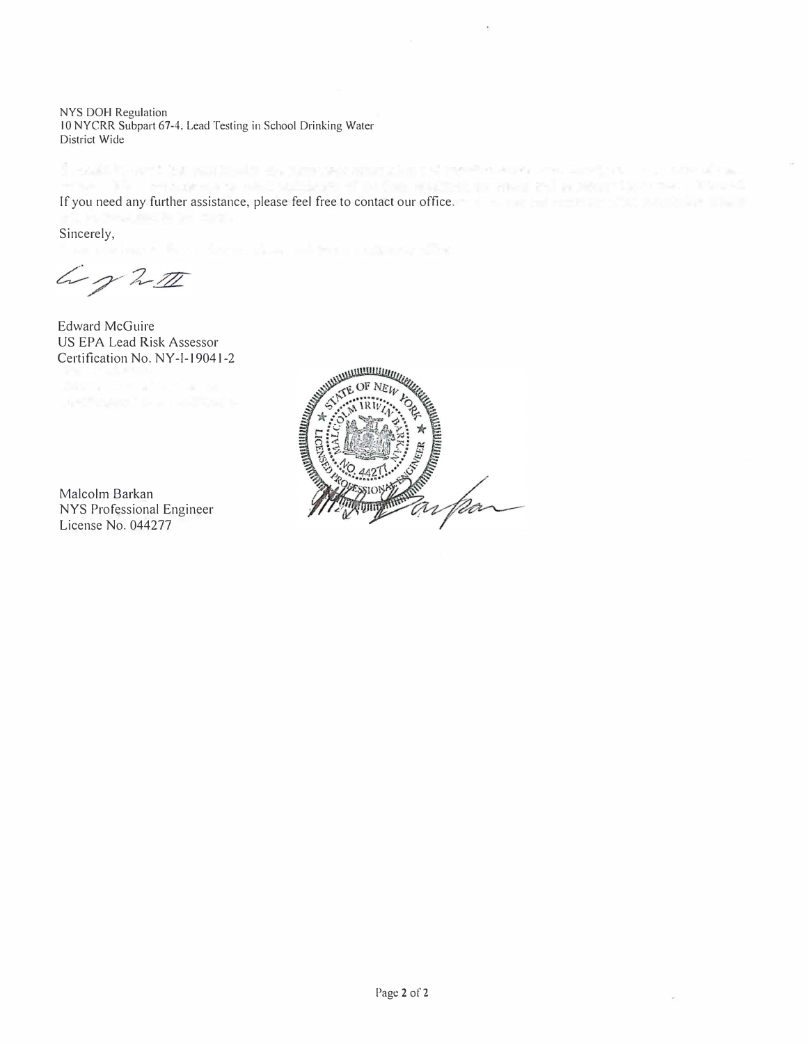NYS DOH Regulation
10 NYCRR Subpart 67-4. Lead Testing in School Drinking Water
District Wide

If you need any further assistance, please feel free to contact our office.

Sincerely,

Edward McGuire
US EPA Lead Risk Assessor
Certification No. NY-I-19041-2

Malcolm Barkan
NYS Professional Engineer
License No. 044277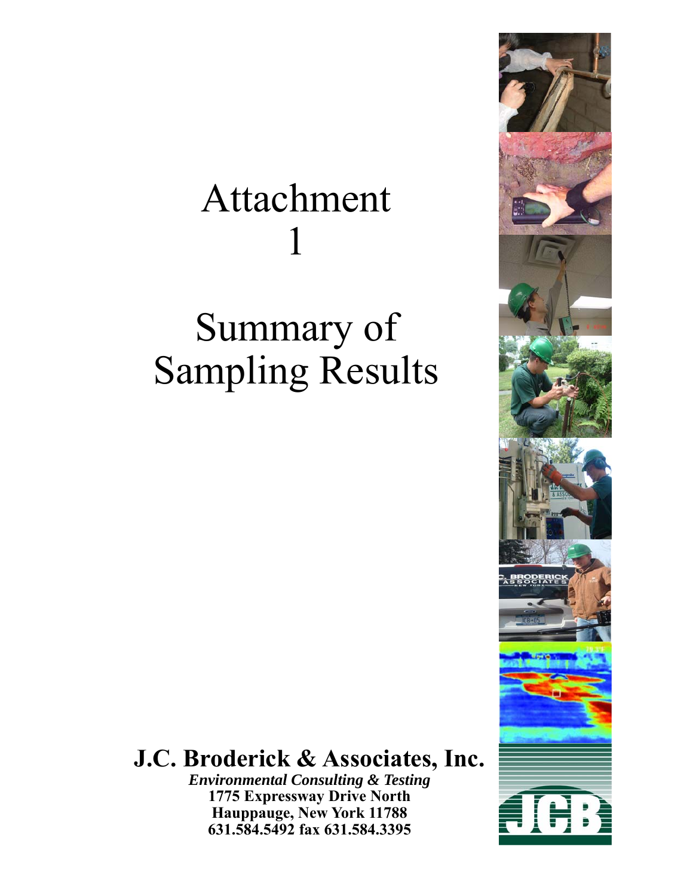# Attachment 1

# Summary of Sampling Results

**J.C. Broderick & Associates, Inc.**

***Environmental Consulting & Testing***

**1775 Expressway Drive North**

**Hauppauge, New York 11788**

**631.584.5492 fax 631.584.3395**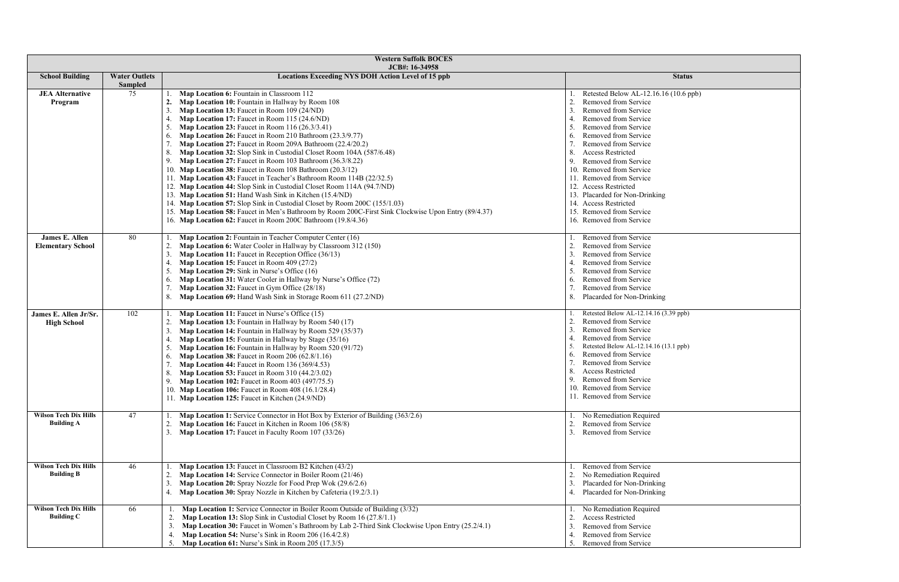| Western Suffolk BOCES JCB#: 16-34958 | | | |
|---|---|---|---|
| **School Building** | **Water Outlets Sampled** | **Locations Exceeding NYS DOH Action Level of 15 ppb** | **Status** |
| **JEA Alternative Program** | 75 | 1. **Map Location 6:** Fountain in Classroom 112<br>2. **Map Location 10:** Fountain in Hallway by Room 108<br>3. **Map Location 13:** Faucet in Room 109 (24/ND)<br>4. **Map Location 17:** Faucet in Room 115 (24.6/ND)<br>5. **Map Location 23:** Faucet in Room 116 (26.3/3.41)<br>6. **Map Location 26:** Faucet in Room 210 Bathroom (23.3/9.77)<br>7. **Map Location 27:** Faucet in Room 209A Bathroom (22.4/20.2)<br>8. **Map Location 32:** Slop Sink in Custodial Closet Room 104A (587/6.48)<br>9. **Map Location 27:** Faucet in Room 103 Bathroom (36.3/8.22)<br>10. **Map Location 38:** Faucet in Room 108 Bathroom (20.3/12)<br>11. **Map Location 43:** Faucet in Teacher's Bathroom Room 114B (22/32.5)<br>12. **Map Location 44:** Slop Sink in Custodial Closet Room 114A (94.7/ND)<br>13. **Map Location 51:** Hand Wash Sink in Kitchen (15.4/ND)<br>14. **Map Location 57:** Slop Sink in Custodial Closet by Room 200C (155/1.03)<br>15. **Map Location 58:** Faucet in Men's Bathroom by Room 200C-First Sink Clockwise Upon Entry (89/4.37)<br>16. **Map Location 62:** Faucet in Room 200C Bathroom (19.8/4.36) | 1. Retested Below AL-12.16.16 (10.6 ppb)<br>2. Removed from Service<br>3. Removed from Service<br>4. Removed from Service<br>5. Removed from Service<br>6. Removed from Service<br>7. Removed from Service<br>8. Access Restricted<br>9. Removed from Service<br>10. Removed from Service<br>11. Removed from Service<br>12. Access Restricted<br>13. Placarded for Non-Drinking<br>14. Access Restricted<br>15. Removed from Service<br>16. Removed from Service |
| **James E. Allen Elementary School** | 80 | 1. **Map Location 2:** Fountain in Teacher Computer Center (16)<br>2. **Map Location 6:** Water Cooler in Hallway by Classroom 312 (150)<br>3. **Map Location 11:** Faucet in Reception Office (36/13)<br>4. **Map Location 15:** Faucet in Room 409 (27/2)<br>5. **Map Location 29:** Sink in Nurse's Office (16)<br>6. **Map Location 31:** Water Cooler in Hallway by Nurse's Office (72)<br>7. **Map Location 32:** Faucet in Gym Office (28/18)<br>8. **Map Location 69:** Hand Wash Sink in Storage Room 611 (27.2/ND) | 1. Removed from Service<br>2. Removed from Service<br>3. Removed from Service<br>4. Removed from Service<br>5. Removed from Service<br>6. Removed from Service<br>7. Removed from Service<br>8. Placarded for Non-Drinking |
| **James E. Allen Jr/Sr. High School** | 102 | 1. **Map Location 11:** Faucet in Nurse's Office (15)<br>2. **Map Location 13:** Fountain in Hallway by Room 540 (17)<br>3. **Map Location 14:** Fountain in Hallway by Room 529 (35/37)<br>4. **Map Location 15:** Fountain in Hallway by Stage (35/16)<br>5. **Map Location 16:** Fountain in Hallway by Room 520 (91/72)<br>6. **Map Location 38:** Faucet in Room 206 (62.8/1.16)<br>7. **Map Location 44:** Faucet in Room 136 (369/4.53)<br>8. **Map Location 53:** Faucet in Room 310 (44.2/3.02)<br>9. **Map Location 102:** Faucet in Room 403 (497/75.5)<br>10. **Map Location 106:** Faucet in Room 408 (16.1/28.4)<br>11. **Map Location 125:** Faucet in Kitchen (24.9/ND) | 1. Retested Below AL-12.14.16 (3.39 ppb)<br>2. Removed from Service<br>3. Removed from Service<br>4. Removed from Service<br>5. Retested Below AL-12.14.16 (13.1 ppb)<br>6. Removed from Service<br>7. Removed from Service<br>8. Access Restricted<br>9. Removed from Service<br>10. Removed from Service<br>11. Removed from Service |
| **Wilson Tech Dix Hills Building A** | 47 | 1. **Map Location 1:** Service Connector in Hot Box by Exterior of Building (363/2.6)<br>2. **Map Location 16:** Faucet in Kitchen in Room 106 (58/8)<br>3. **Map Location 17:** Faucet in Faculty Room 107 (33/26) | 1. No Remediation Required<br>2. Removed from Service<br>3. Removed from Service |
| **Wilson Tech Dix Hills Building B** | 46 | 1. **Map Location 13:** Faucet in Classroom B2 Kitchen (43/2)<br>2. **Map Location 14:** Service Connector in Boiler Room (21/46)<br>3. **Map Location 20:** Spray Nozzle for Food Prep Wok (29.6/2.6)<br>4. **Map Location 30:** Spray Nozzle in Kitchen by Cafeteria (19.2/3.1) | 1. Removed from Service<br>2. No Remediation Required<br>3. Placarded for Non-Drinking<br>4. Placarded for Non-Drinking |
| **Wilson Tech Dix Hills Building C** | 66 | 1. **Map Location 1:** Service Connector in Boiler Room Outside of Building (3/32)<br>2. **Map Location 13:** Slop Sink in Custodial Closet by Room 16 (27.8/1.1)<br>3. **Map Location 30:** Faucet in Women's Bathroom by Lab 2-Third Sink Clockwise Upon Entry (25.2/4.1)<br>4. **Map Location 54:** Nurse's Sink in Room 206 (16.4/2.8)<br>5. **Map Location 61:** Nurse's Sink in Room 205 (17.3/5) | 1. No Remediation Required<br>2. Access Restricted<br>3. Removed from Service<br>4. Removed from Service<br>5. Removed from Service |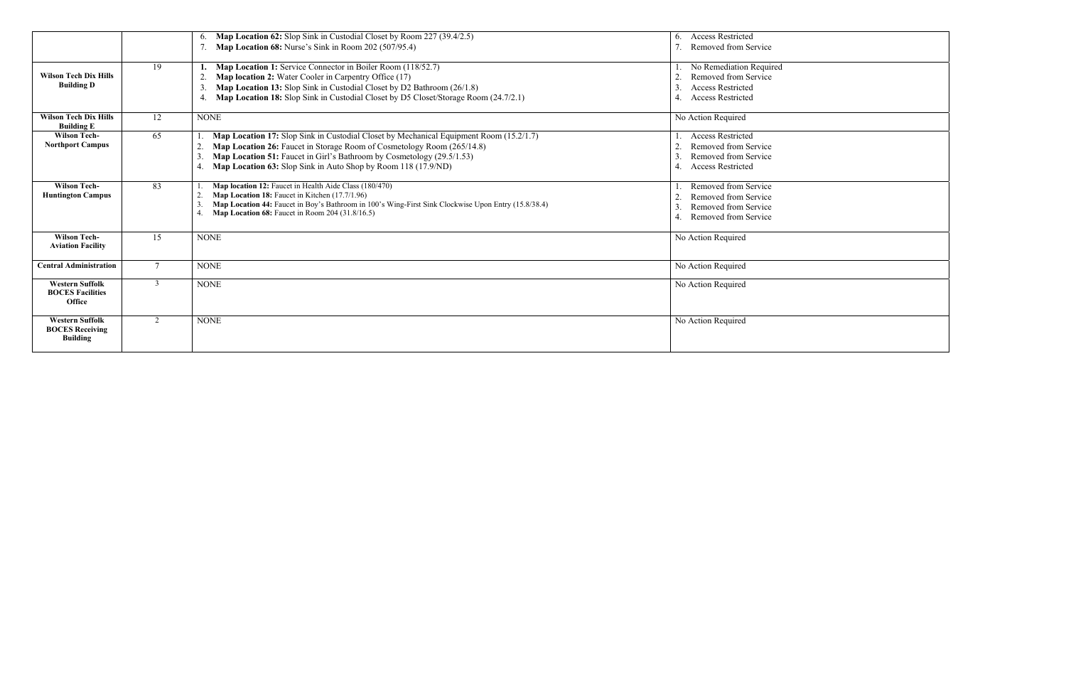| | | | |
|---|---|---|---|
| | | 6. **Map Location 62:** Slop Sink in Custodial Closet by Room 227 (39.4/2.5)<br>7. **Map Location 68:** Nurse's Sink in Room 202 (507/95.4) | 6. Access Restricted<br>7. Removed from Service |
| **Wilson Tech Dix Hills Building D** | 19 | 1. **Map Location 1:** Service Connector in Boiler Room (118/52.7)<br>2. **Map location 2:** Water Cooler in Carpentry Office (17)<br>3. **Map Location 13:** Slop Sink in Custodial Closet by D2 Bathroom (26/1.8)<br>4. **Map Location 18:** Slop Sink in Custodial Closet by D5 Closet/Storage Room (24.7/2.1) | 1. No Remediation Required<br>2. Removed from Service<br>3. Access Restricted<br>4. Access Restricted |
| **Wilson Tech Dix Hills Building E** | 12 | NONE | No Action Required |
| **Wilson Tech-Northport Campus** | 65 | 1. **Map Location 17:** Slop Sink in Custodial Closet by Mechanical Equipment Room (15.2/1.7)<br>2. **Map Location 26:** Faucet in Storage Room of Cosmetology Room (265/14.8)<br>3. **Map Location 51:** Faucet in Girl's Bathroom by Cosmetology (29.5/1.53)<br>4. **Map Location 63:** Slop Sink in Auto Shop by Room 118 (17.9/ND) | 1. Access Restricted<br>2. Removed from Service<br>3. Removed from Service<br>4. Access Restricted |
| **Wilson Tech-Huntington Campus** | 83 | 1. **Map location 12:** Faucet in Health Aide Class (180/470)<br>2. **Map Location 18:** Faucet in Kitchen (17.7/1.96)<br>3. **Map Location 44:** Faucet in Boy's Bathroom in 100's Wing-First Sink Clockwise Upon Entry (15.8/38.4)<br>4. **Map Location 68:** Faucet in Room 204 (31.8/16.5) | 1. Removed from Service<br>2. Removed from Service<br>3. Removed from Service<br>4. Removed from Service |
| **Wilson Tech-Aviation Facility** | 15 | NONE | No Action Required |
| **Central Administration** | 7 | NONE | No Action Required |
| **Western Suffolk BOCES Facilities Office** | 3 | NONE | No Action Required |
| **Western Suffolk BOCES Receiving Building** | 2 | NONE | No Action Required |